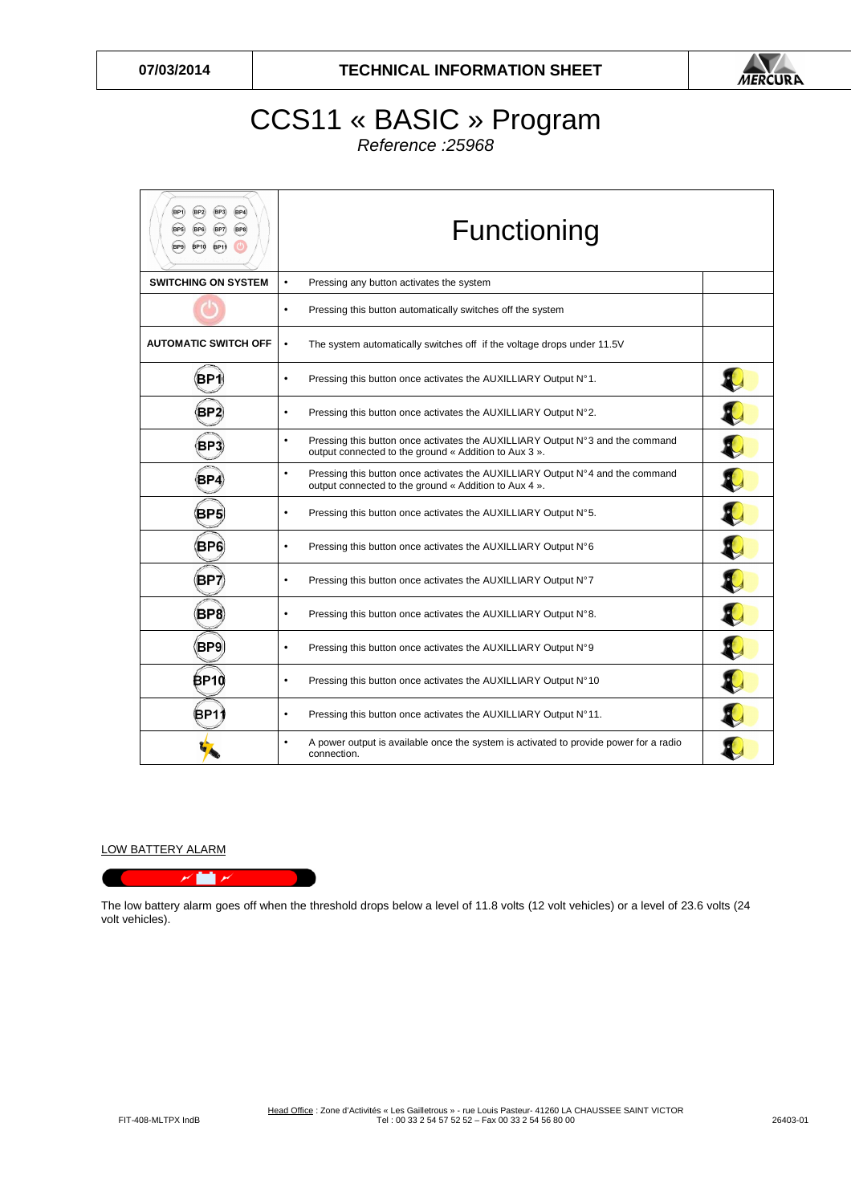| 07/03/2014 | TECHNICAL INFORMATION SHEET | MERCURA |
|---|---|---|

# CCS11 « BASIC » Program

*Reference :25968*

| | Functioning | |
|---|---|---|
| SWITCHING ON SYSTEM | • Pressing any button activates the system | |
| | • Pressing this button automatically switches off the system | |
| AUTOMATIC SWITCH OFF | • The system automatically switches off if the voltage drops under 11.5V | |
| BP1 | • Pressing this button once activates the AUXILLIARY Output N°1. | |
| BP2 | • Pressing this button once activates the AUXILLIARY Output N°2. | |
| BP3 | • Pressing this button once activates the AUXILLIARY Output N°3 and the command output connected to the ground « Addition to Aux 3 ». | |
| BP4 | • Pressing this button once activates the AUXILLIARY Output N°4 and the command output connected to the ground « Addition to Aux 4 ». | |
| BP5 | • Pressing this button once activates the AUXILLIARY Output N°5. | |
| BP6 | • Pressing this button once activates the AUXILLIARY Output N°6 | |
| BP7 | • Pressing this button once activates the AUXILLIARY Output N°7 | |
| BP8 | • Pressing this button once activates the AUXILLIARY Output N°8. | |
| BP9 | • Pressing this button once activates the AUXILLIARY Output N°9 | |
| BP10 | • Pressing this button once activates the AUXILLIARY Output N°10 | |
| BP11 | • Pressing this button once activates the AUXILLIARY Output N°11. | |
| | • A power output is available once the system is activated to provide power for a radio connection. | |

LOW BATTERY ALARM

The low battery alarm goes off when the threshold drops below a level of 11.8 volts (12 volt vehicles) or a level of 23.6 volts (24 volt vehicles).

FIT-408-MLTPX IndB

Head Office : Zone d'Activités « Les Gailletrous » - rue Louis Pasteur- 41260 LA CHAUSSEE SAINT VICTOR
Tel : 00 33 2 54 57 52 52 – Fax 00 33 2 54 56 80 00

26403-01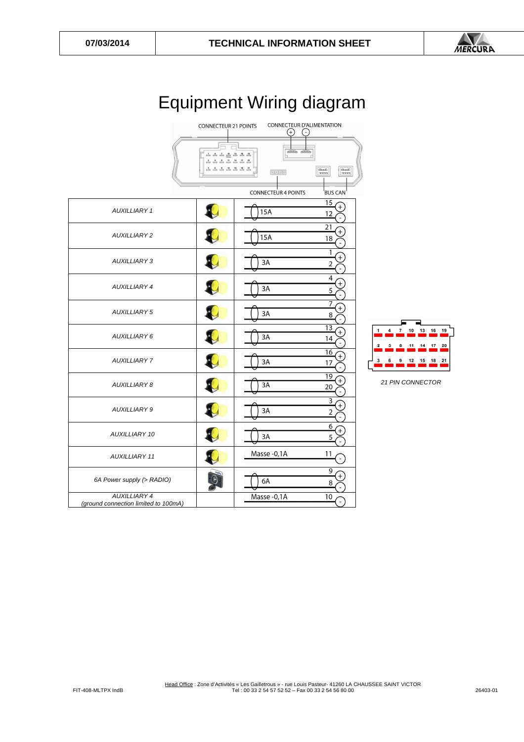# Equipment Wiring diagram

CONNECTEUR 21 POINTS

CONNECTEUR D'ALIMENTATION

CONNECTEUR 4 POINTS

BUS CAN

| | | | |
|---|---|---|---|
| *AUXILLIARY 1* | | 15A | 15 (+) / 12 (-) |
| *AUXILLIARY 2* | | 15A | 21 (+) / 18 (-) |
| *AUXILLIARY 3* | | 3A | 1 (+) / 2 (-) |
| *AUXILLIARY 4* | | 3A | 4 (+) / 5 (-) |
| *AUXILLIARY 5* | | 3A | 7 (+) / 8 (-) |
| *AUXILLIARY 6* | | 3A | 13 (+) / 14 (-) |
| *AUXILLIARY 7* | | 3A | 16 (+) / 17 (-) |
| *AUXILLIARY 8* | | 3A | 19 (+) / 20 (-) |
| *AUXILLIARY 9* | | 3A | 3 (+) / 2 (-) |
| *AUXILLIARY 10* | | 3A | 6 (+) / 5 (-) |
| *AUXILLIARY 11* | | Masse -0,1A | 11 (-) |
| *6A Power supply (> RADIO)* | | 6A | 9 (+) / 8 (-) |
| *AUXILLIARY 4 (ground connection limited to 100mA)* | | Masse -0,1A | 10 (-) |

1 4 7 10 13 16 19

2 5 8 11 14 17 20

3 6 9 12 15 18 21

*21 PIN CONNECTOR*